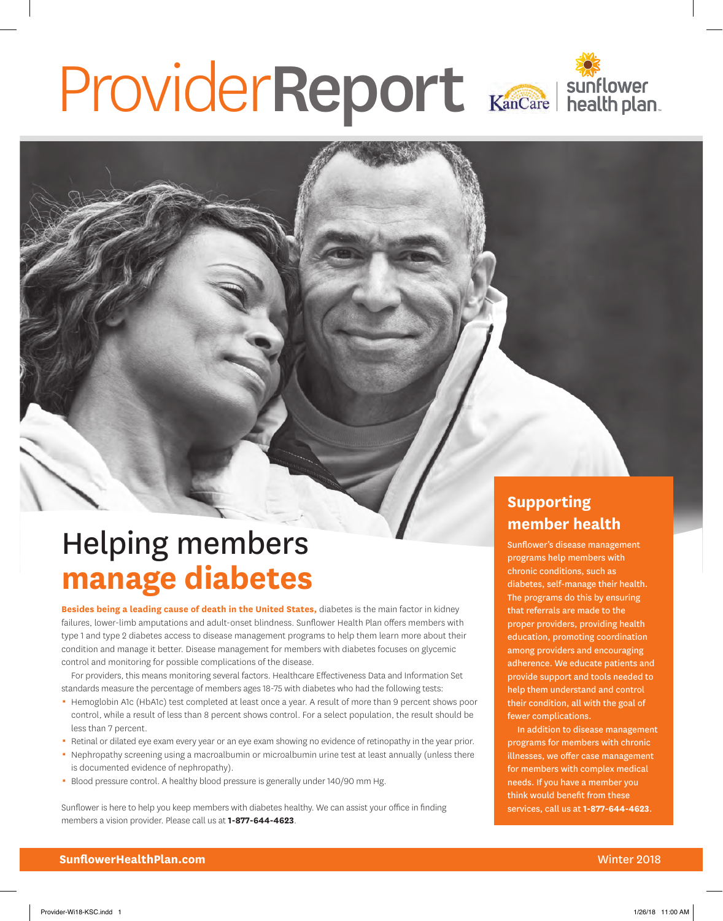# ProviderReport

KanCare | sunflower health plan

# Helping members **manage diabetes**

**Besides being a leading cause of death in the United States,** diabetes is the main factor in kidney failures, lower-limb amputations and adult-onset blindness. Sunflower Health Plan offers members with type 1 and type 2 diabetes access to disease management programs to help them learn more about their condition and manage it better. Disease management for members with diabetes focuses on glycemic control and monitoring for possible complications of the disease.

For providers, this means monitoring several factors. Healthcare Effectiveness Data and Information Set standards measure the percentage of members ages 18-75 with diabetes who had the following tests:

- Hemoglobin A1c (HbA1c) test completed at least once a year. A result of more than 9 percent shows poor control, while a result of less than 8 percent shows control. For a select population, the result should be less than 7 percent.
- Retinal or dilated eye exam every year or an eye exam showing no evidence of retinopathy in the year prior.
- Nephropathy screening using a macroalbumin or microalbumin urine test at least annually (unless there is documented evidence of nephropathy).
- Blood pressure control. A healthy blood pressure is generally under 140/90 mm Hg.

Sunflower is here to help you keep members with diabetes healthy. We can assist your office in finding members a vision provider. Please call us at **1-877-644-4623**.

## Supporting member health

Sunflower's disease management programs help members with chronic conditions, such as diabetes, self-manage their health. The programs do this by ensuring that referrals are made to the proper providers, providing health education, promoting coordination among providers and encouraging adherence. We educate patients and provide support and tools needed to help them understand and control their condition, all with the goal of fewer complications.

In addition to disease management programs for members with chronic illnesses, we offer case management for members with complex medical needs. If you have a member you think would benefit from these services, call us at **1-877-644-4623**.

**SunflowerHealthPlan.com** Winter 2018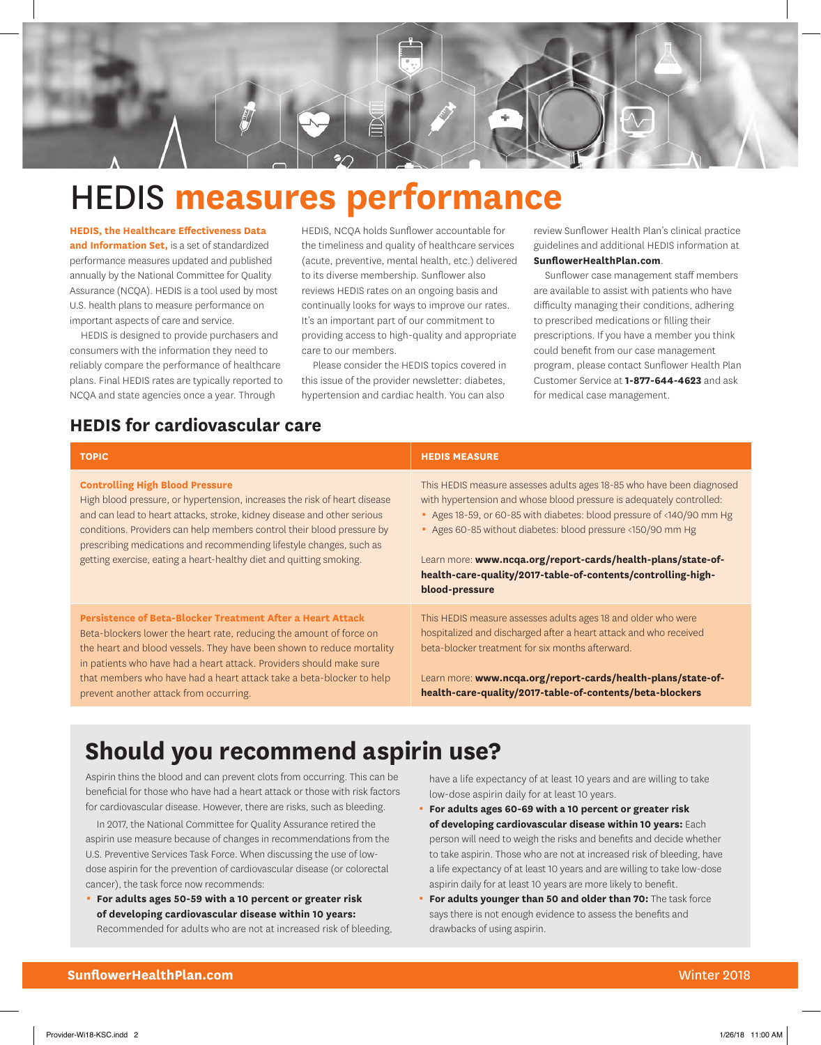// HEDIS measures performance

**HEDIS, the Healthcare Effectiveness Data and Information Set,** is a set of standardized performance measures updated and published annually by the National Committee for Quality Assurance (NCQA). HEDIS is a tool used by most U.S. health plans to measure performance on important aspects of care and service.

HEDIS is designed to provide purchasers and consumers with the information they need to reliably compare the performance of healthcare plans. Final HEDIS rates are typically reported to NCQA and state agencies once a year. Through HEDIS, NCQA holds Sunflower accountable for the timeliness and quality of healthcare services (acute, preventive, mental health, etc.) delivered to its diverse membership. Sunflower also reviews HEDIS rates on an ongoing basis and continually looks for ways to improve our rates. It's an important part of our commitment to providing access to high-quality and appropriate care to our members.

Please consider the HEDIS topics covered in this issue of the provider newsletter: diabetes, hypertension and cardiac health. You can also review Sunflower Health Plan's clinical practice guidelines and additional HEDIS information at **SunflowerHealthPlan.com**.

Sunflower case management staff members are available to assist with patients who have difficulty managing their conditions, adhering to prescribed medications or filling their prescriptions. If you have a member you think could benefit from our case management program, please contact Sunflower Health Plan Customer Service at **1-877-644-4623** and ask for medical case management.

## HEDIS for cardiovascular care

| TOPIC | HEDIS MEASURE |
|---|---|
| **Controlling High Blood Pressure**<br>High blood pressure, or hypertension, increases the risk of heart disease and can lead to heart attacks, stroke, kidney disease and other serious conditions. Providers can help members control their blood pressure by prescribing medications and recommending lifestyle changes, such as getting exercise, eating a heart-healthy diet and quitting smoking. | This HEDIS measure assesses adults ages 18-85 who have been diagnosed with hypertension and whose blood pressure is adequately controlled:<br>• Ages 18-59, or 60-85 with diabetes: blood pressure of <140/90 mm Hg<br>• Ages 60-85 without diabetes: blood pressure <150/90 mm Hg<br><br>Learn more: **www.ncqa.org/report-cards/health-plans/state-of-health-care-quality/2017-table-of-contents/controlling-high-blood-pressure** |
| **Persistence of Beta-Blocker Treatment After a Heart Attack**<br>Beta-blockers lower the heart rate, reducing the amount of force on the heart and blood vessels. They have been shown to reduce mortality in patients who have had a heart attack. Providers should make sure that members who have had a heart attack take a beta-blocker to help prevent another attack from occurring. | This HEDIS measure assesses adults ages 18 and older who were hospitalized and discharged after a heart attack and who received beta-blocker treatment for six months afterward.<br><br>Learn more: **www.ncqa.org/report-cards/health-plans/state-of-health-care-quality/2017-table-of-contents/beta-blockers** |

## Should you recommend aspirin use?

Aspirin thins the blood and can prevent clots from occurring. This can be beneficial for those who have had a heart attack or those with risk factors for cardiovascular disease. However, there are risks, such as bleeding.

In 2017, the National Committee for Quality Assurance retired the aspirin use measure because of changes in recommendations from the U.S. Preventive Services Task Force. When discussing the use of low-dose aspirin for the prevention of cardiovascular disease (or colorectal cancer), the task force now recommends:

- **For adults ages 50-59 with a 10 percent or greater risk of developing cardiovascular disease within 10 years:** Recommended for adults who are not at increased risk of bleeding, have a life expectancy of at least 10 years and are willing to take low-dose aspirin daily for at least 10 years.
- **For adults ages 60-69 with a 10 percent or greater risk of developing cardiovascular disease within 10 years:** Each person will need to weigh the risks and benefits and decide whether to take aspirin. Those who are not at increased risk of bleeding, have a life expectancy of at least 10 years and are willing to take low-dose aspirin daily for at least 10 years are more likely to benefit.
- **For adults younger than 50 and older than 70:** The task force says there is not enough evidence to assess the benefits and drawbacks of using aspirin.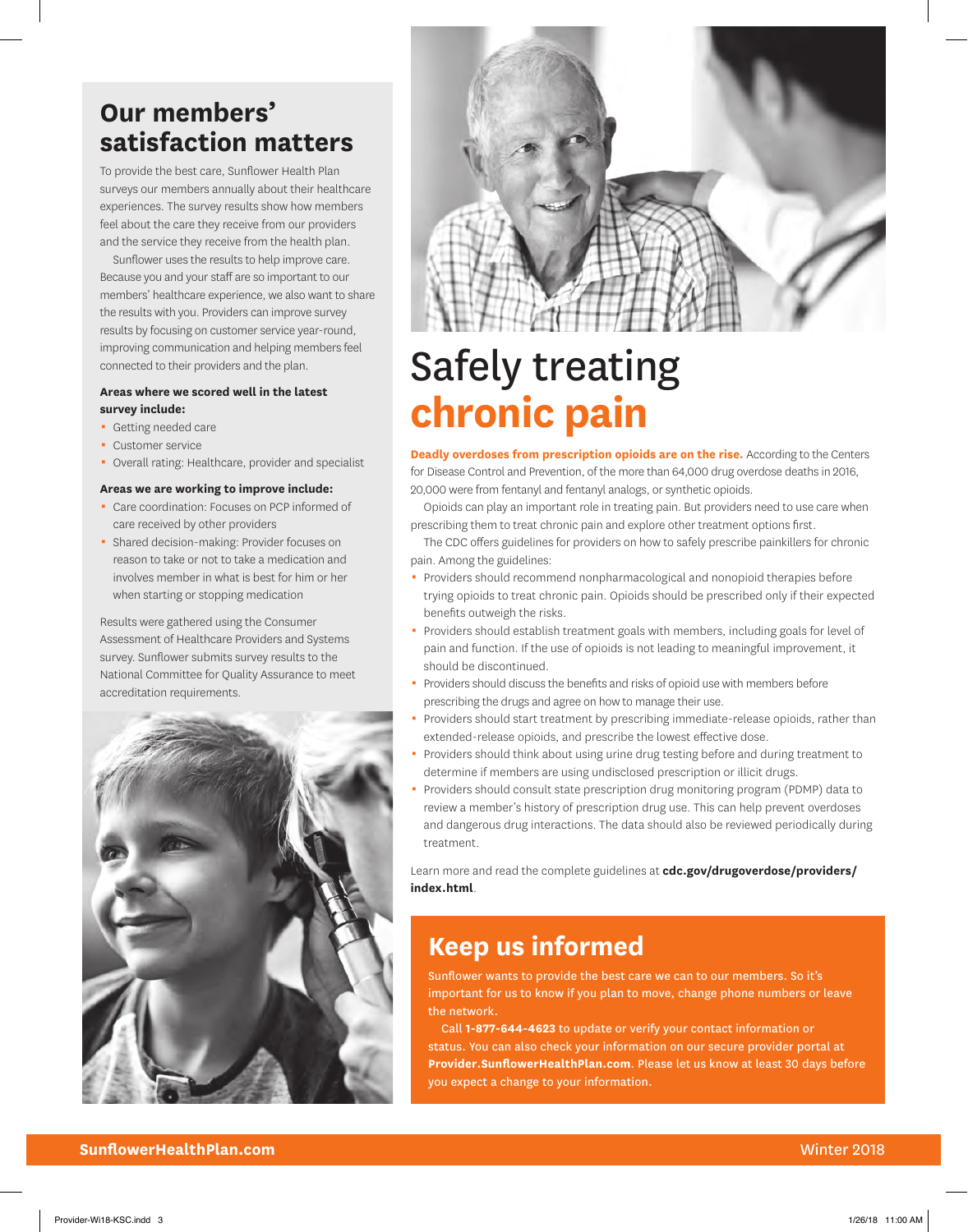## Our members' satisfaction matters

To provide the best care, Sunflower Health Plan surveys our members annually about their healthcare experiences. The survey results show how members feel about the care they receive from our providers and the service they receive from the health plan.

Sunflower uses the results to help improve care. Because you and your staff are so important to our members' healthcare experience, we also want to share the results with you. Providers can improve survey results by focusing on customer service year-round, improving communication and helping members feel connected to their providers and the plan.

**Areas where we scored well in the latest survey include:**

- Getting needed care
- Customer service
- Overall rating: Healthcare, provider and specialist

**Areas we are working to improve include:**

- Care coordination: Focuses on PCP informed of care received by other providers
- Shared decision-making: Provider focuses on reason to take or not to take a medication and involves member in what is best for him or her when starting or stopping medication

Results were gathered using the Consumer Assessment of Healthcare Providers and Systems survey. Sunflower submits survey results to the National Committee for Quality Assurance to meet accreditation requirements.

# Safely treating chronic pain

**Deadly overdoses from prescription opioids are on the rise.** According to the Centers for Disease Control and Prevention, of the more than 64,000 drug overdose deaths in 2016, 20,000 were from fentanyl and fentanyl analogs, or synthetic opioids.

Opioids can play an important role in treating pain. But providers need to use care when prescribing them to treat chronic pain and explore other treatment options first.

The CDC offers guidelines for providers on how to safely prescribe painkillers for chronic pain. Among the guidelines:

- Providers should recommend nonpharmacological and nonopioid therapies before trying opioids to treat chronic pain. Opioids should be prescribed only if their expected benefits outweigh the risks.
- Providers should establish treatment goals with members, including goals for level of pain and function. If the use of opioids is not leading to meaningful improvement, it should be discontinued.
- Providers should discuss the benefits and risks of opioid use with members before prescribing the drugs and agree on how to manage their use.
- Providers should start treatment by prescribing immediate-release opioids, rather than extended-release opioids, and prescribe the lowest effective dose.
- Providers should think about using urine drug testing before and during treatment to determine if members are using undisclosed prescription or illicit drugs.
- Providers should consult state prescription drug monitoring program (PDMP) data to review a member's history of prescription drug use. This can help prevent overdoses and dangerous drug interactions. The data should also be reviewed periodically during treatment.

Learn more and read the complete guidelines at **cdc.gov/drugoverdose/providers/index.html**.

## Keep us informed

Sunflower wants to provide the best care we can to our members. So it's important for us to know if you plan to move, change phone numbers or leave the network.

Call **1-877-644-4623** to update or verify your contact information or status. You can also check your information on our secure provider portal at **Provider.SunflowerHealthPlan.com**. Please let us know at least 30 days before you expect a change to your information.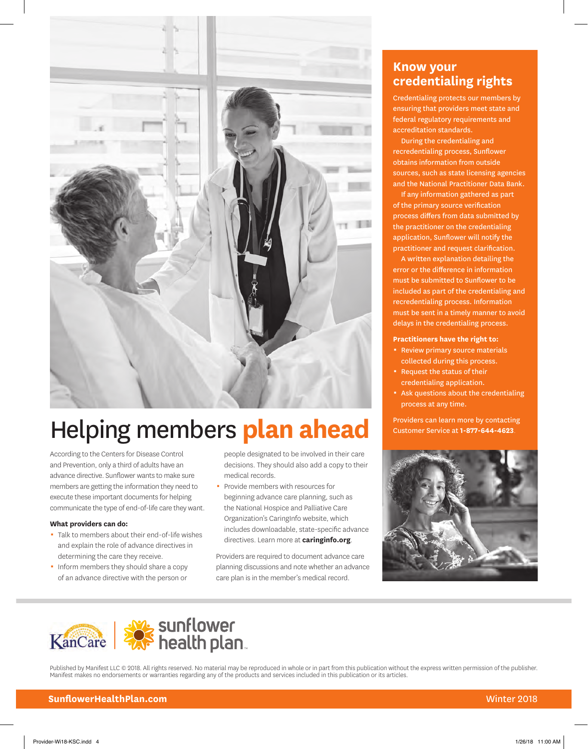# Helping members plan ahead

According to the Centers for Disease Control and Prevention, only a third of adults have an advance directive. Sunflower wants to make sure members are getting the information they need to execute these important documents for helping communicate the type of end-of-life care they want.

**What providers can do:**

- Talk to members about their end-of-life wishes and explain the role of advance directives in determining the care they receive.
- Inform members they should share a copy of an advance directive with the person or people designated to be involved in their care decisions. They should also add a copy to their medical records.
- Provide members with resources for beginning advance care planning, such as the National Hospice and Palliative Care Organization's CaringInfo website, which includes downloadable, state-specific advance directives. Learn more at **caringinfo.org**.

Providers are required to document advance care planning discussions and note whether an advance care plan is in the member's medical record.

## Know your credentialing rights

Credentialing protects our members by ensuring that providers meet state and federal regulatory requirements and accreditation standards.

During the credentialing and recredentialing process, Sunflower obtains information from outside sources, such as state licensing agencies and the National Practitioner Data Bank.

If any information gathered as part of the primary source verification process differs from data submitted by the practitioner on the credentialing application, Sunflower will notify the practitioner and request clarification.

A written explanation detailing the error or the difference in information must be submitted to Sunflower to be included as part of the credentialing and recredentialing process. Information must be sent in a timely manner to avoid delays in the credentialing process.

**Practitioners have the right to:**

- Review primary source materials collected during this process.
- Request the status of their credentialing application.
- Ask questions about the credentialing process at any time.

Providers can learn more by contacting Customer Service at **1-877-644-4623**.

KanCare | sunflower health plan

Published by Manifest LLC © 2018. All rights reserved. No material may be reproduced in whole or in part from this publication without the express written permission of the publisher. Manifest makes no endorsements or warranties regarding any of the products and services included in this publication or its articles.

**SunflowerHealthPlan.com** Winter 2018